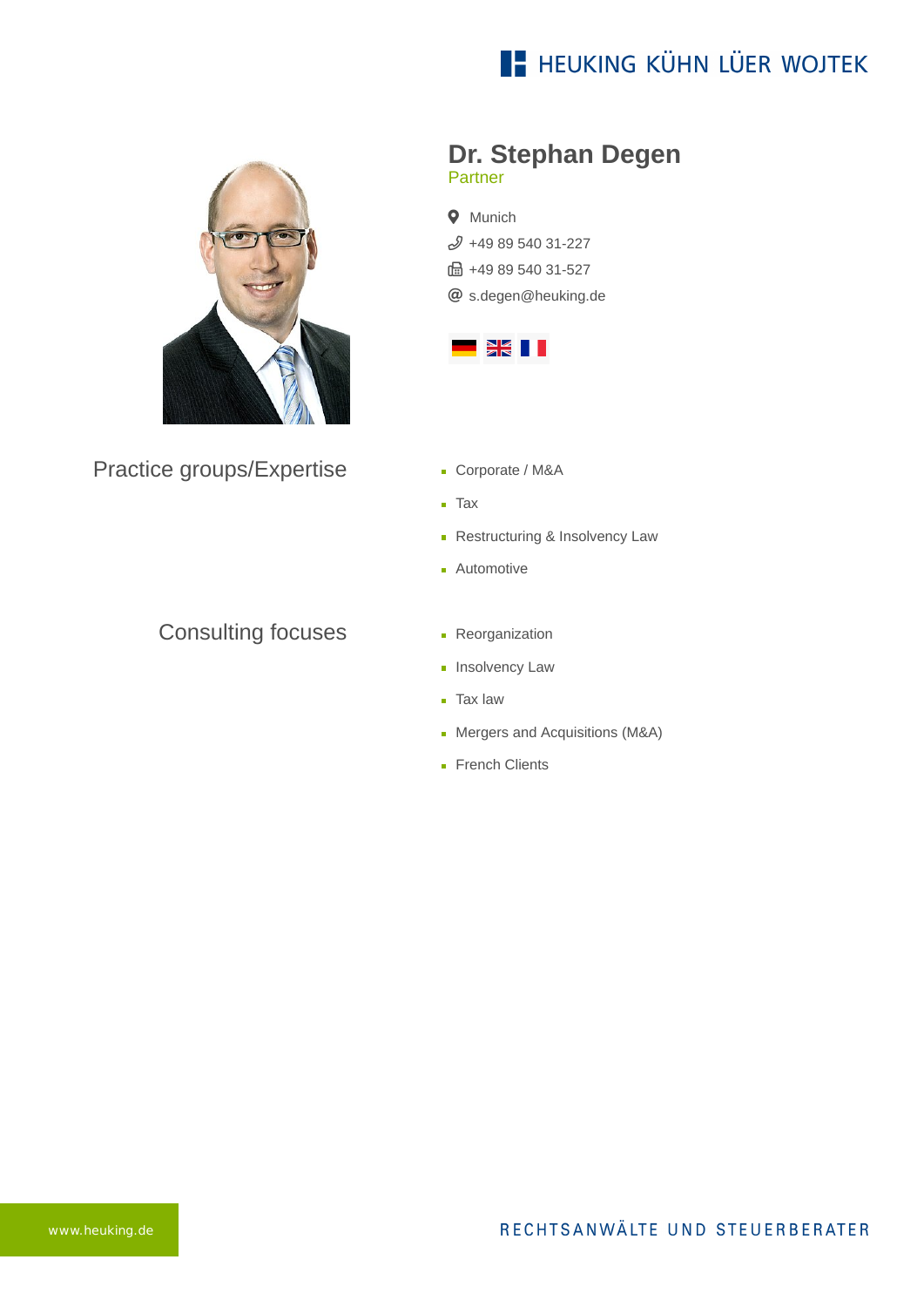HEUKING KÜHN LÜER WOJTEK

# Dr. Stephan Degen

Partner

Munich

+49 89 540 31-227

+49 89 540 31-527

s.degen@heuking.de

## Practice groups/Expertise

- Corporate / M&A
- Tax
- Restructuring & Insolvency Law
- Automotive

## Consulting focuses

- Reorganization
- Insolvency Law
- Tax law
- Mergers and Acquisitions (M&A)
- French Clients

www.heuking.de

RECHTSANWÄLTE UND STEUERBERATER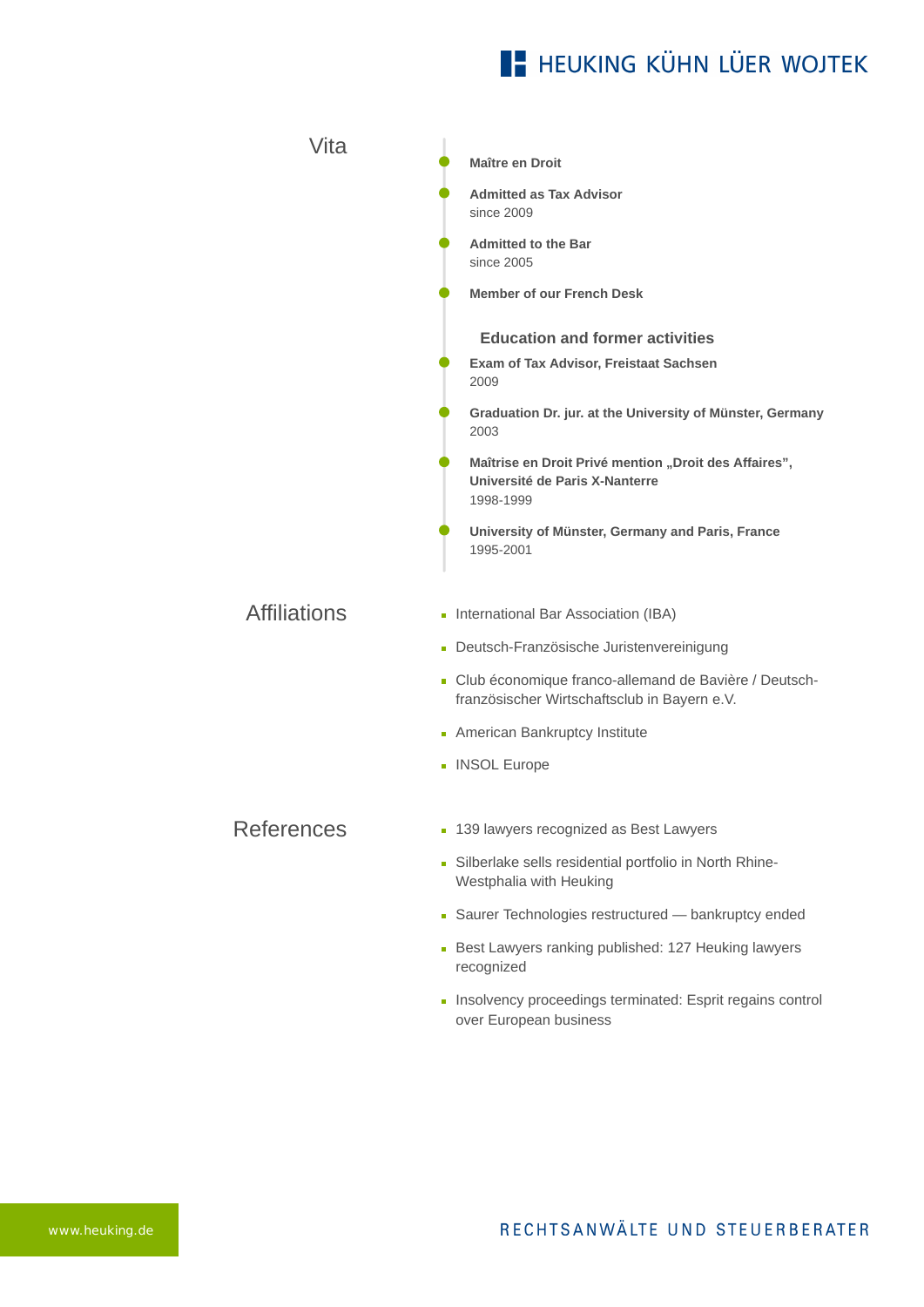## Vita

- **Maître en Droit**
- **Admitted as Tax Advisor**
  since 2009
- **Admitted to the Bar**
  since 2005
- **Member of our French Desk**

### Education and former activities

- **Exam of Tax Advisor, Freistaat Sachsen**
  2009
- **Graduation Dr. jur. at the University of Münster, Germany**
  2003
- **Maîtrise en Droit Privé mention „Droit des Affaires", Université de Paris X-Nanterre**
  1998-1999
- **University of Münster, Germany and Paris, France**
  1995-2001

## Affiliations

- International Bar Association (IBA)
- Deutsch-Französische Juristenvereinigung
- Club économique franco-allemand de Bavière / Deutsch-französischer Wirtschaftsclub in Bayern e.V.
- American Bankruptcy Institute
- INSOL Europe

## References

- 139 lawyers recognized as Best Lawyers
- Silberlake sells residential portfolio in North Rhine-Westphalia with Heuking
- Saurer Technologies restructured — bankruptcy ended
- Best Lawyers ranking published: 127 Heuking lawyers recognized
- Insolvency proceedings terminated: Esprit regains control over European business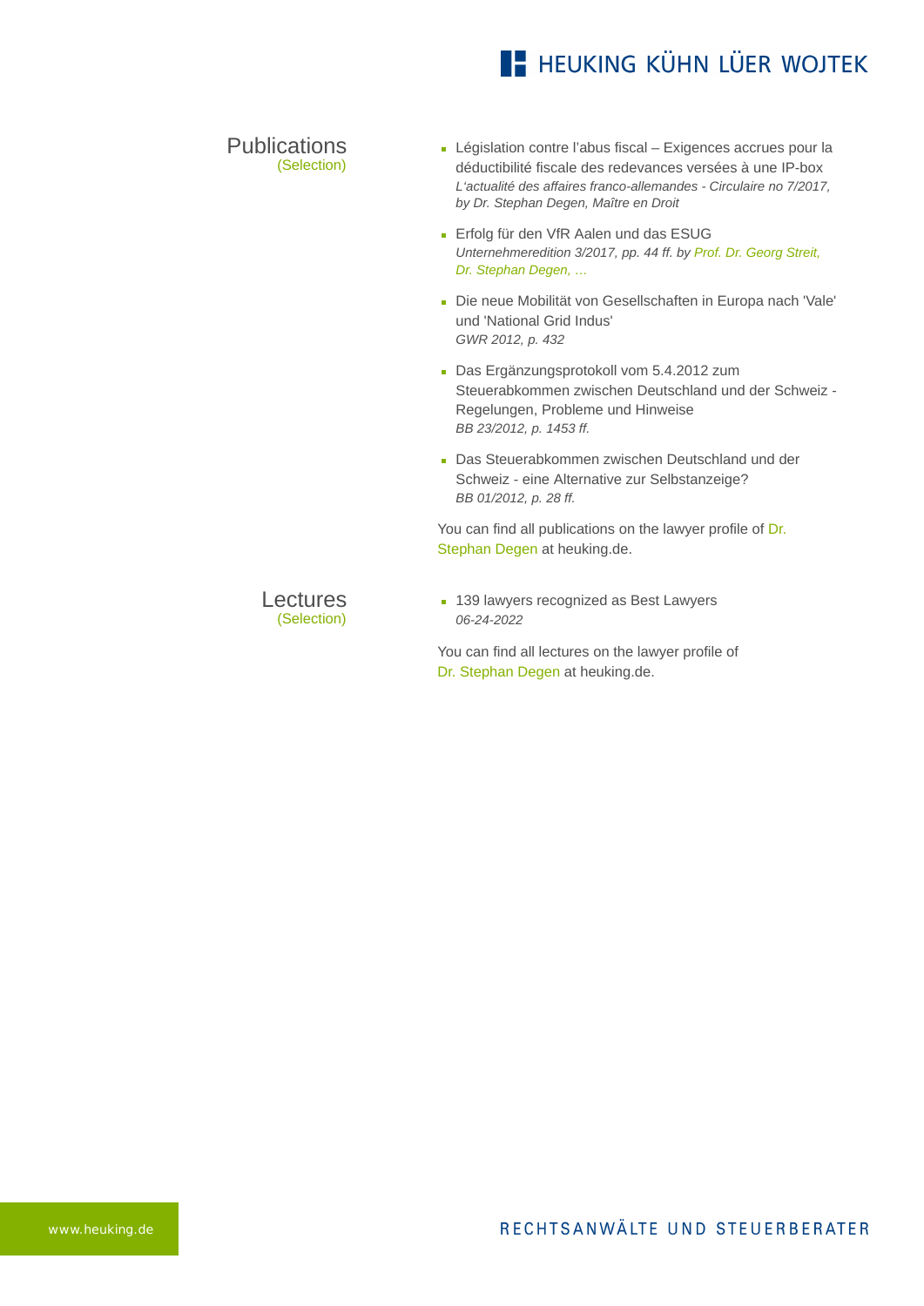## Publications
(Selection)

- Législation contre l’abus fiscal – Exigences accrues pour la déductibilité fiscale des redevances versées à une IP-box
  *L’actualité des affaires franco-allemandes - Circulaire no 7/2017, by Dr. Stephan Degen, Maître en Droit*
- Erfolg für den VfR Aalen und das ESUG
  *Unternehmeredition 3/2017, pp. 44 ff. by Prof. Dr. Georg Streit, Dr. Stephan Degen, …*
- Die neue Mobilität von Gesellschaften in Europa nach 'Vale' und 'National Grid Indus'
  *GWR 2012, p. 432*
- Das Ergänzungsprotokoll vom 5.4.2012 zum Steuerabkommen zwischen Deutschland und der Schweiz - Regelungen, Probleme und Hinweise
  *BB 23/2012, p. 1453 ff.*
- Das Steuerabkommen zwischen Deutschland und der Schweiz - eine Alternative zur Selbstanzeige?
  *BB 01/2012, p. 28 ff.*

You can find all publications on the lawyer profile of Dr. Stephan Degen at heuking.de.

## Lectures
(Selection)

- 139 lawyers recognized as Best Lawyers
  *06-24-2022*

You can find all lectures on the lawyer profile of Dr. Stephan Degen at heuking.de.